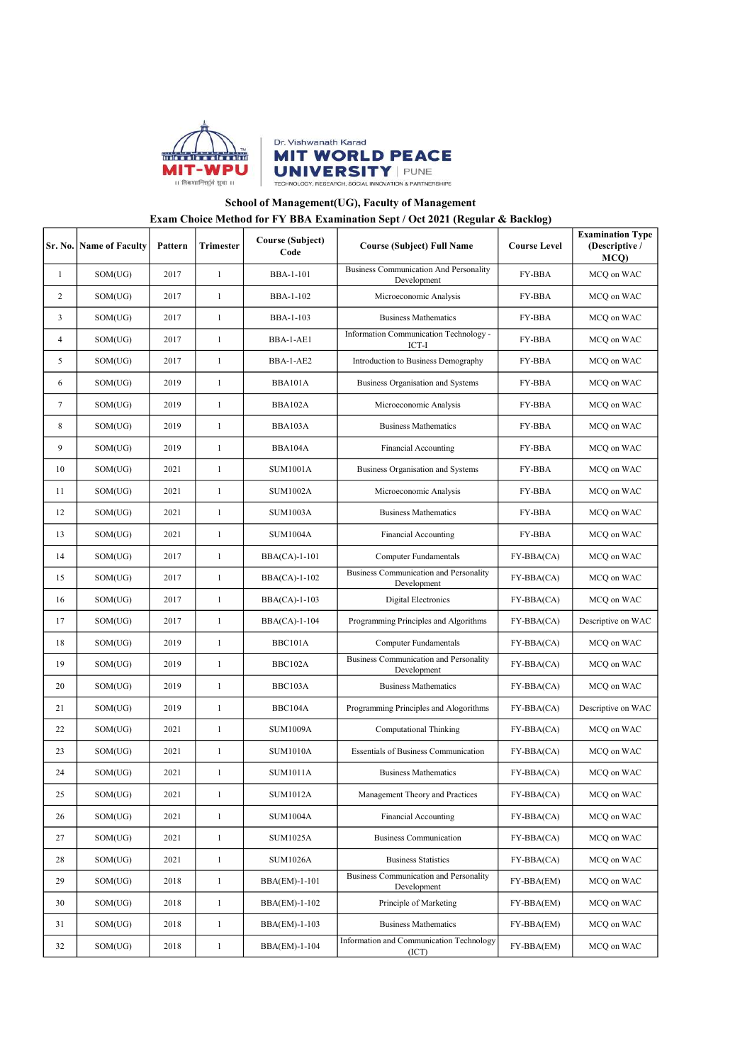Dr. Vishwanath Karad
MIT WORLD PEACE UNIVERSITY | PUNE
TECHNOLOGY, RESEARCH, SOCIAL INNOVATION & PARTNERSHIPS

## School of Management(UG), Faculty of Management

## Exam Choice Method for FY BBA Examination Sept / Oct 2021 (Regular & Backlog)

| Sr. No. | Name of Faculty | Pattern | Trimester | Course (Subject) Code | Course (Subject) Full Name | Course Level | Examination Type (Descriptive / MCQ) |
|---|---|---|---|---|---|---|---|
| 1 | SOM(UG) | 2017 | 1 | BBA-1-101 | Business Communication And Personality Development | FY-BBA | MCQ on WAC |
| 2 | SOM(UG) | 2017 | 1 | BBA-1-102 | Microeconomic Analysis | FY-BBA | MCQ on WAC |
| 3 | SOM(UG) | 2017 | 1 | BBA-1-103 | Business Mathematics | FY-BBA | MCQ on WAC |
| 4 | SOM(UG) | 2017 | 1 | BBA-1-AE1 | Information Communication Technology - ICT-I | FY-BBA | MCQ on WAC |
| 5 | SOM(UG) | 2017 | 1 | BBA-1-AE2 | Introduction to Business Demography | FY-BBA | MCQ on WAC |
| 6 | SOM(UG) | 2019 | 1 | BBA101A | Business Organisation and Systems | FY-BBA | MCQ on WAC |
| 7 | SOM(UG) | 2019 | 1 | BBA102A | Microeconomic Analysis | FY-BBA | MCQ on WAC |
| 8 | SOM(UG) | 2019 | 1 | BBA103A | Business Mathematics | FY-BBA | MCQ on WAC |
| 9 | SOM(UG) | 2019 | 1 | BBA104A | Financial Accounting | FY-BBA | MCQ on WAC |
| 10 | SOM(UG) | 2021 | 1 | SUM1001A | Business Organisation and Systems | FY-BBA | MCQ on WAC |
| 11 | SOM(UG) | 2021 | 1 | SUM1002A | Microeconomic Analysis | FY-BBA | MCQ on WAC |
| 12 | SOM(UG) | 2021 | 1 | SUM1003A | Business Mathematics | FY-BBA | MCQ on WAC |
| 13 | SOM(UG) | 2021 | 1 | SUM1004A | Financial Accounting | FY-BBA | MCQ on WAC |
| 14 | SOM(UG) | 2017 | 1 | BBA(CA)-1-101 | Computer Fundamentals | FY-BBA(CA) | MCQ on WAC |
| 15 | SOM(UG) | 2017 | 1 | BBA(CA)-1-102 | Business Communication and Personality Development | FY-BBA(CA) | MCQ on WAC |
| 16 | SOM(UG) | 2017 | 1 | BBA(CA)-1-103 | Digital Electronics | FY-BBA(CA) | MCQ on WAC |
| 17 | SOM(UG) | 2017 | 1 | BBA(CA)-1-104 | Programming Principles and Algorithms | FY-BBA(CA) | Descriptive on WAC |
| 18 | SOM(UG) | 2019 | 1 | BBC101A | Computer Fundamentals | FY-BBA(CA) | MCQ on WAC |
| 19 | SOM(UG) | 2019 | 1 | BBC102A | Business Communication and Personality Development | FY-BBA(CA) | MCQ on WAC |
| 20 | SOM(UG) | 2019 | 1 | BBC103A | Business Mathematics | FY-BBA(CA) | MCQ on WAC |
| 21 | SOM(UG) | 2019 | 1 | BBC104A | Programming Principles and Alogorithms | FY-BBA(CA) | Descriptive on WAC |
| 22 | SOM(UG) | 2021 | 1 | SUM1009A | Computational Thinking | FY-BBA(CA) | MCQ on WAC |
| 23 | SOM(UG) | 2021 | 1 | SUM1010A | Essentials of Business Communication | FY-BBA(CA) | MCQ on WAC |
| 24 | SOM(UG) | 2021 | 1 | SUM1011A | Business Mathematics | FY-BBA(CA) | MCQ on WAC |
| 25 | SOM(UG) | 2021 | 1 | SUM1012A | Management Theory and Practices | FY-BBA(CA) | MCQ on WAC |
| 26 | SOM(UG) | 2021 | 1 | SUM1004A | Financial Accounting | FY-BBA(CA) | MCQ on WAC |
| 27 | SOM(UG) | 2021 | 1 | SUM1025A | Business Communication | FY-BBA(CA) | MCQ on WAC |
| 28 | SOM(UG) | 2021 | 1 | SUM1026A | Business Statistics | FY-BBA(CA) | MCQ on WAC |
| 29 | SOM(UG) | 2018 | 1 | BBA(EM)-1-101 | Business Communication and Personality Development | FY-BBA(EM) | MCQ on WAC |
| 30 | SOM(UG) | 2018 | 1 | BBA(EM)-1-102 | Principle of Marketing | FY-BBA(EM) | MCQ on WAC |
| 31 | SOM(UG) | 2018 | 1 | BBA(EM)-1-103 | Business Mathematics | FY-BBA(EM) | MCQ on WAC |
| 32 | SOM(UG) | 2018 | 1 | BBA(EM)-1-104 | Information and Communication Technology (ICT) | FY-BBA(EM) | MCQ on WAC |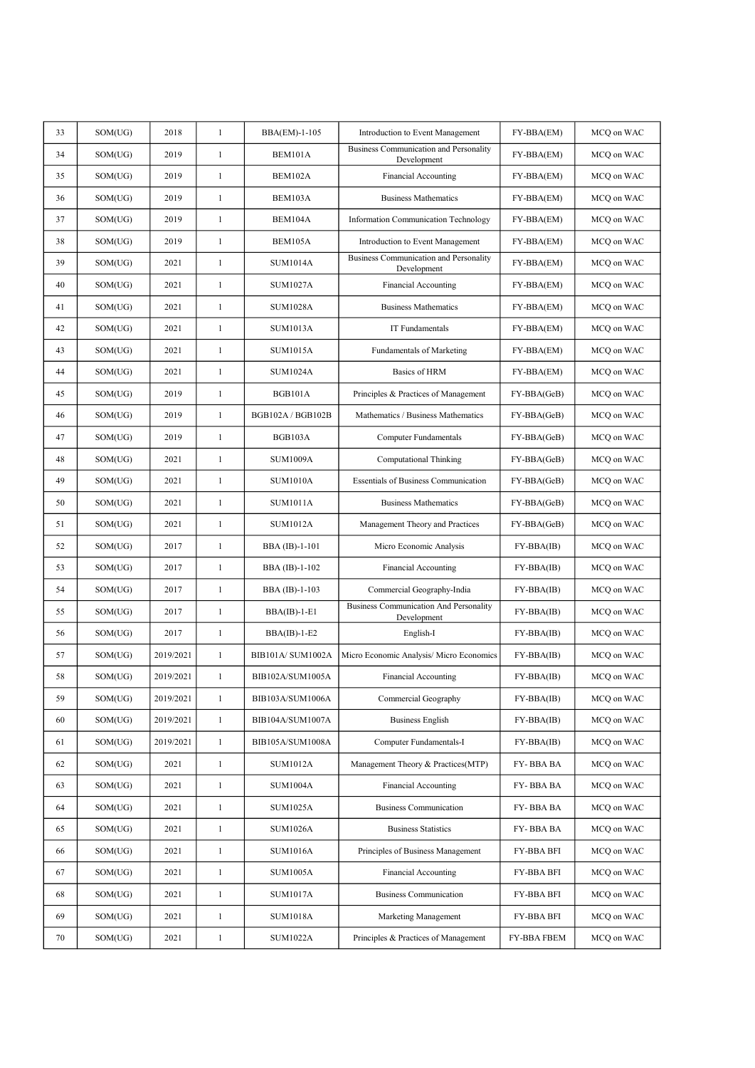| 33 | SOM(UG) | 2018 | 1 | BBA(EM)-1-105 | Introduction to Event Management | FY-BBA(EM) | MCQ on WAC |
|---|---|---|---|---|---|---|---|
| 34 | SOM(UG) | 2019 | 1 | BEM101A | Business Communication and Personality Development | FY-BBA(EM) | MCQ on WAC |
| 35 | SOM(UG) | 2019 | 1 | BEM102A | Financial Accounting | FY-BBA(EM) | MCQ on WAC |
| 36 | SOM(UG) | 2019 | 1 | BEM103A | Business Mathematics | FY-BBA(EM) | MCQ on WAC |
| 37 | SOM(UG) | 2019 | 1 | BEM104A | Information Communication Technology | FY-BBA(EM) | MCQ on WAC |
| 38 | SOM(UG) | 2019 | 1 | BEM105A | Introduction to Event Management | FY-BBA(EM) | MCQ on WAC |
| 39 | SOM(UG) | 2021 | 1 | SUM1014A | Business Communication and Personality Development | FY-BBA(EM) | MCQ on WAC |
| 40 | SOM(UG) | 2021 | 1 | SUM1027A | Financial Accounting | FY-BBA(EM) | MCQ on WAC |
| 41 | SOM(UG) | 2021 | 1 | SUM1028A | Business Mathematics | FY-BBA(EM) | MCQ on WAC |
| 42 | SOM(UG) | 2021 | 1 | SUM1013A | IT Fundamentals | FY-BBA(EM) | MCQ on WAC |
| 43 | SOM(UG) | 2021 | 1 | SUM1015A | Fundamentals of Marketing | FY-BBA(EM) | MCQ on WAC |
| 44 | SOM(UG) | 2021 | 1 | SUM1024A | Basics of HRM | FY-BBA(EM) | MCQ on WAC |
| 45 | SOM(UG) | 2019 | 1 | BGB101A | Principles & Practices of Management | FY-BBA(GeB) | MCQ on WAC |
| 46 | SOM(UG) | 2019 | 1 | BGB102A / BGB102B | Mathematics / Business Mathematics | FY-BBA(GeB) | MCQ on WAC |
| 47 | SOM(UG) | 2019 | 1 | BGB103A | Computer Fundamentals | FY-BBA(GeB) | MCQ on WAC |
| 48 | SOM(UG) | 2021 | 1 | SUM1009A | Computational Thinking | FY-BBA(GeB) | MCQ on WAC |
| 49 | SOM(UG) | 2021 | 1 | SUM1010A | Essentials of Business Communication | FY-BBA(GeB) | MCQ on WAC |
| 50 | SOM(UG) | 2021 | 1 | SUM1011A | Business Mathematics | FY-BBA(GeB) | MCQ on WAC |
| 51 | SOM(UG) | 2021 | 1 | SUM1012A | Management Theory and Practices | FY-BBA(GeB) | MCQ on WAC |
| 52 | SOM(UG) | 2017 | 1 | BBA (IB)-1-101 | Micro Economic Analysis | FY-BBA(IB) | MCQ on WAC |
| 53 | SOM(UG) | 2017 | 1 | BBA (IB)-1-102 | Financial Accounting | FY-BBA(IB) | MCQ on WAC |
| 54 | SOM(UG) | 2017 | 1 | BBA (IB)-1-103 | Commercial Geography-India | FY-BBA(IB) | MCQ on WAC |
| 55 | SOM(UG) | 2017 | 1 | BBA(IB)-1-E1 | Business Communication And Personality Development | FY-BBA(IB) | MCQ on WAC |
| 56 | SOM(UG) | 2017 | 1 | BBA(IB)-1-E2 | English-I | FY-BBA(IB) | MCQ on WAC |
| 57 | SOM(UG) | 2019/2021 | 1 | BIB101A/ SUM1002A | Micro Economic Analysis/ Micro Economics | FY-BBA(IB) | MCQ on WAC |
| 58 | SOM(UG) | 2019/2021 | 1 | BIB102A/SUM1005A | Financial Accounting | FY-BBA(IB) | MCQ on WAC |
| 59 | SOM(UG) | 2019/2021 | 1 | BIB103A/SUM1006A | Commercial Geography | FY-BBA(IB) | MCQ on WAC |
| 60 | SOM(UG) | 2019/2021 | 1 | BIB104A/SUM1007A | Business English | FY-BBA(IB) | MCQ on WAC |
| 61 | SOM(UG) | 2019/2021 | 1 | BIB105A/SUM1008A | Computer Fundamentals-I | FY-BBA(IB) | MCQ on WAC |
| 62 | SOM(UG) | 2021 | 1 | SUM1012A | Management Theory & Practices(MTP) | FY- BBA BA | MCQ on WAC |
| 63 | SOM(UG) | 2021 | 1 | SUM1004A | Financial Accounting | FY- BBA BA | MCQ on WAC |
| 64 | SOM(UG) | 2021 | 1 | SUM1025A | Business Communication | FY- BBA BA | MCQ on WAC |
| 65 | SOM(UG) | 2021 | 1 | SUM1026A | Business Statistics | FY- BBA BA | MCQ on WAC |
| 66 | SOM(UG) | 2021 | 1 | SUM1016A | Principles of Business Management | FY-BBA BFI | MCQ on WAC |
| 67 | SOM(UG) | 2021 | 1 | SUM1005A | Financial Accounting | FY-BBA BFI | MCQ on WAC |
| 68 | SOM(UG) | 2021 | 1 | SUM1017A | Business Communication | FY-BBA BFI | MCQ on WAC |
| 69 | SOM(UG) | 2021 | 1 | SUM1018A | Marketing Management | FY-BBA BFI | MCQ on WAC |
| 70 | SOM(UG) | 2021 | 1 | SUM1022A | Principles & Practices of Management | FY-BBA FBEM | MCQ on WAC |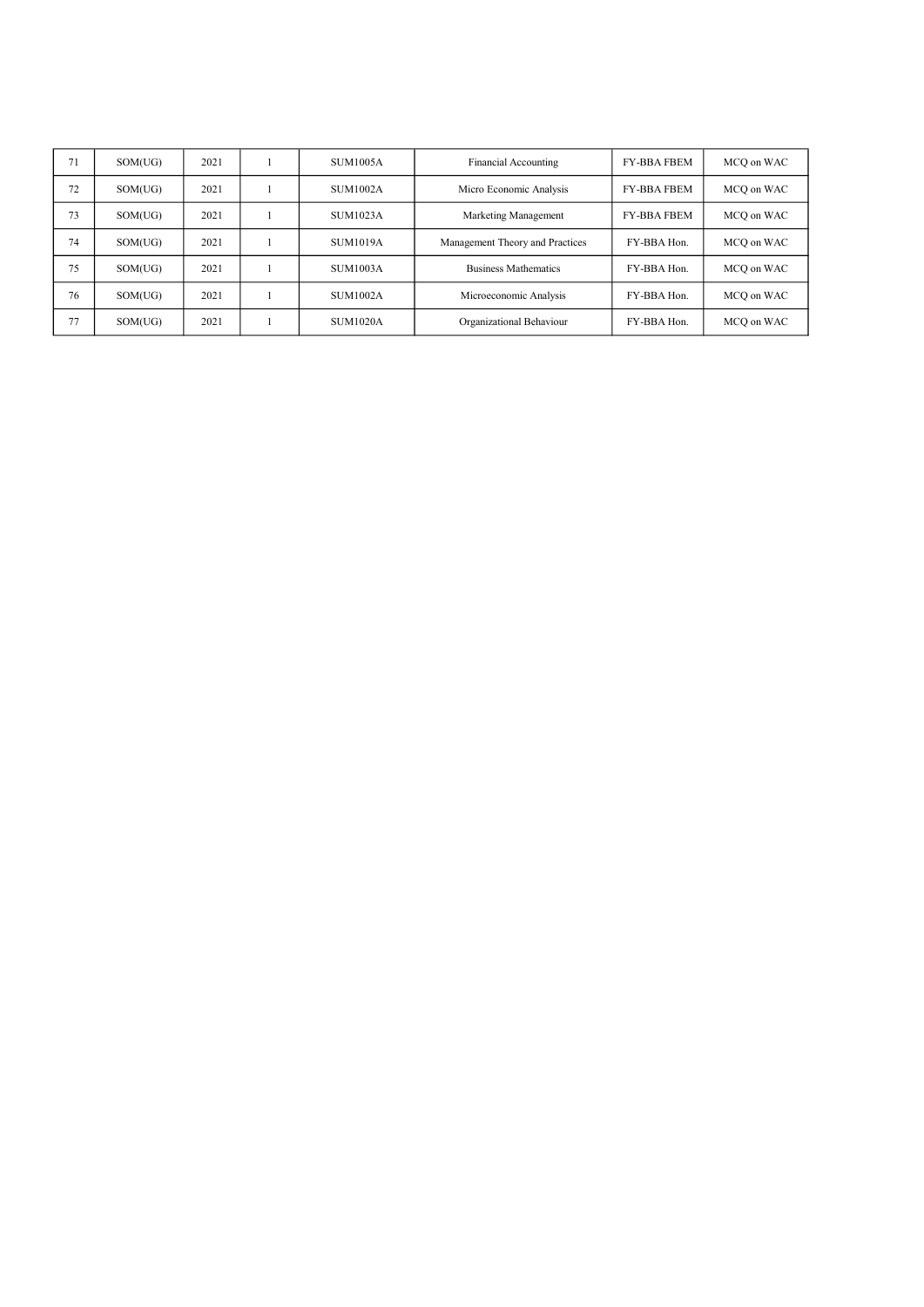| | | | | | | | |
|---|---|---|---|---|---|---|---|
| 71 | SOM(UG) | 2021 | 1 | SUM1005A | Financial Accounting | FY-BBA FBEM | MCQ on WAC |
| 72 | SOM(UG) | 2021 | 1 | SUM1002A | Micro Economic Analysis | FY-BBA FBEM | MCQ on WAC |
| 73 | SOM(UG) | 2021 | 1 | SUM1023A | Marketing Management | FY-BBA FBEM | MCQ on WAC |
| 74 | SOM(UG) | 2021 | 1 | SUM1019A | Management Theory and Practices | FY-BBA Hon. | MCQ on WAC |
| 75 | SOM(UG) | 2021 | 1 | SUM1003A | Business Mathematics | FY-BBA Hon. | MCQ on WAC |
| 76 | SOM(UG) | 2021 | 1 | SUM1002A | Microeconomic Analysis | FY-BBA Hon. | MCQ on WAC |
| 77 | SOM(UG) | 2021 | 1 | SUM1020A | Organizational Behaviour | FY-BBA Hon. | MCQ on WAC |